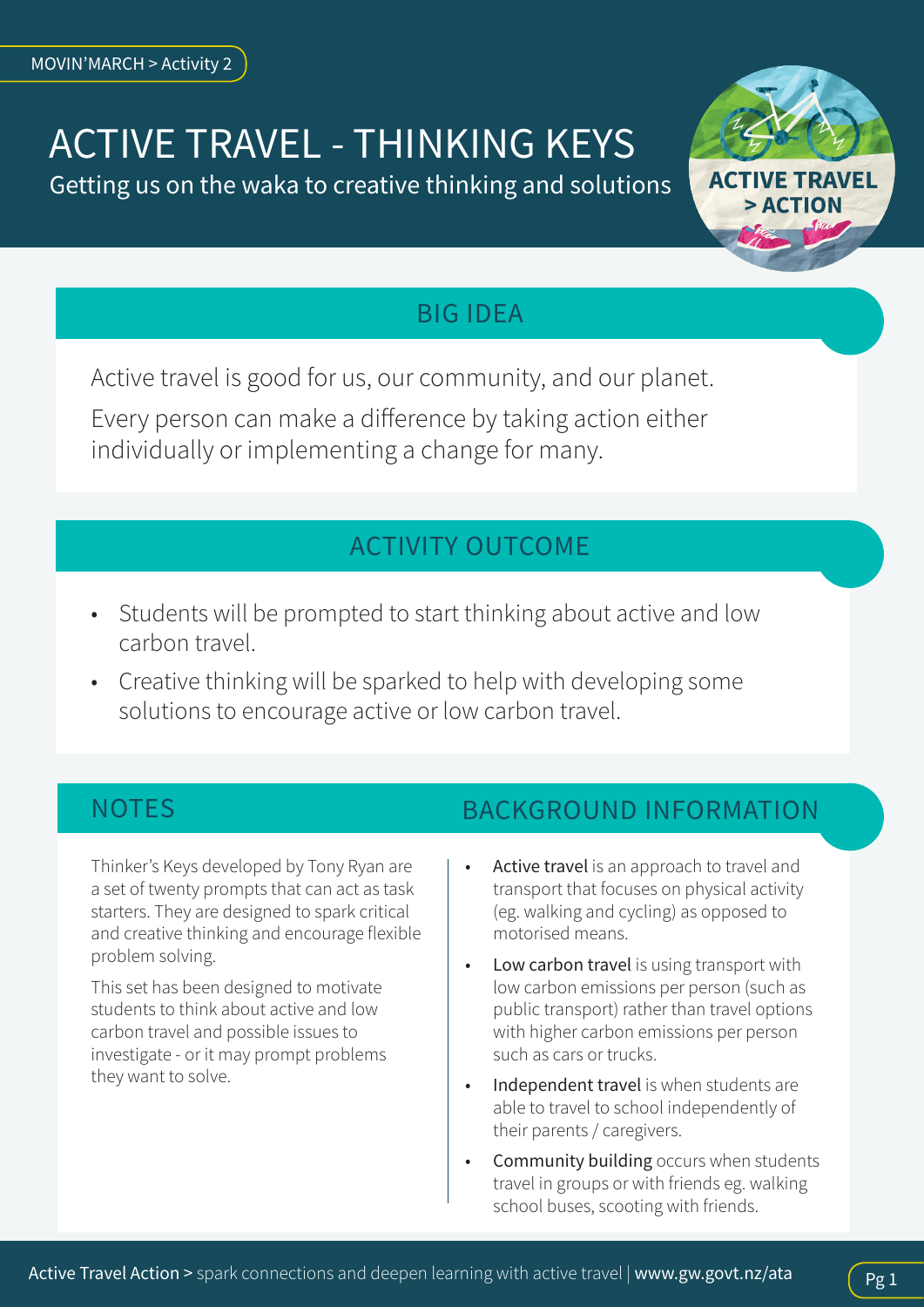MOVIN'MARCH > Activity 2

# ACTIVE TRAVEL - THINKING KEYS

Getting us on the waka to creative thinking and solutions

ACTIVE TRAVEL > ACTION

## BIG IDEA

Active travel is good for us, our community, and our planet.

Every person can make a difference by taking action either individually or implementing a change for many.

## ACTIVITY OUTCOME

- Students will be prompted to start thinking about active and low carbon travel.
- Creative thinking will be sparked to help with developing some solutions to encourage active or low carbon travel.

## NOTES

Thinker's Keys developed by Tony Ryan are a set of twenty prompts that can act as task starters. They are designed to spark critical and creative thinking and encourage flexible problem solving.

This set has been designed to motivate students to think about active and low carbon travel and possible issues to investigate - or it may prompt problems they want to solve.

## BACKGROUND INFORMATION

- **Active travel** is an approach to travel and transport that focuses on physical activity (eg. walking and cycling) as opposed to motorised means.
- **Low carbon travel** is using transport with low carbon emissions per person (such as public transport) rather than travel options with higher carbon emissions per person such as cars or trucks.
- **Independent travel** is when students are able to travel to school independently of their parents / caregivers.
- **Community building** occurs when students travel in groups or with friends eg. walking school buses, scooting with friends.

Active Travel Action > spark connections and deepen learning with active travel | www.gw.govt.nz/ata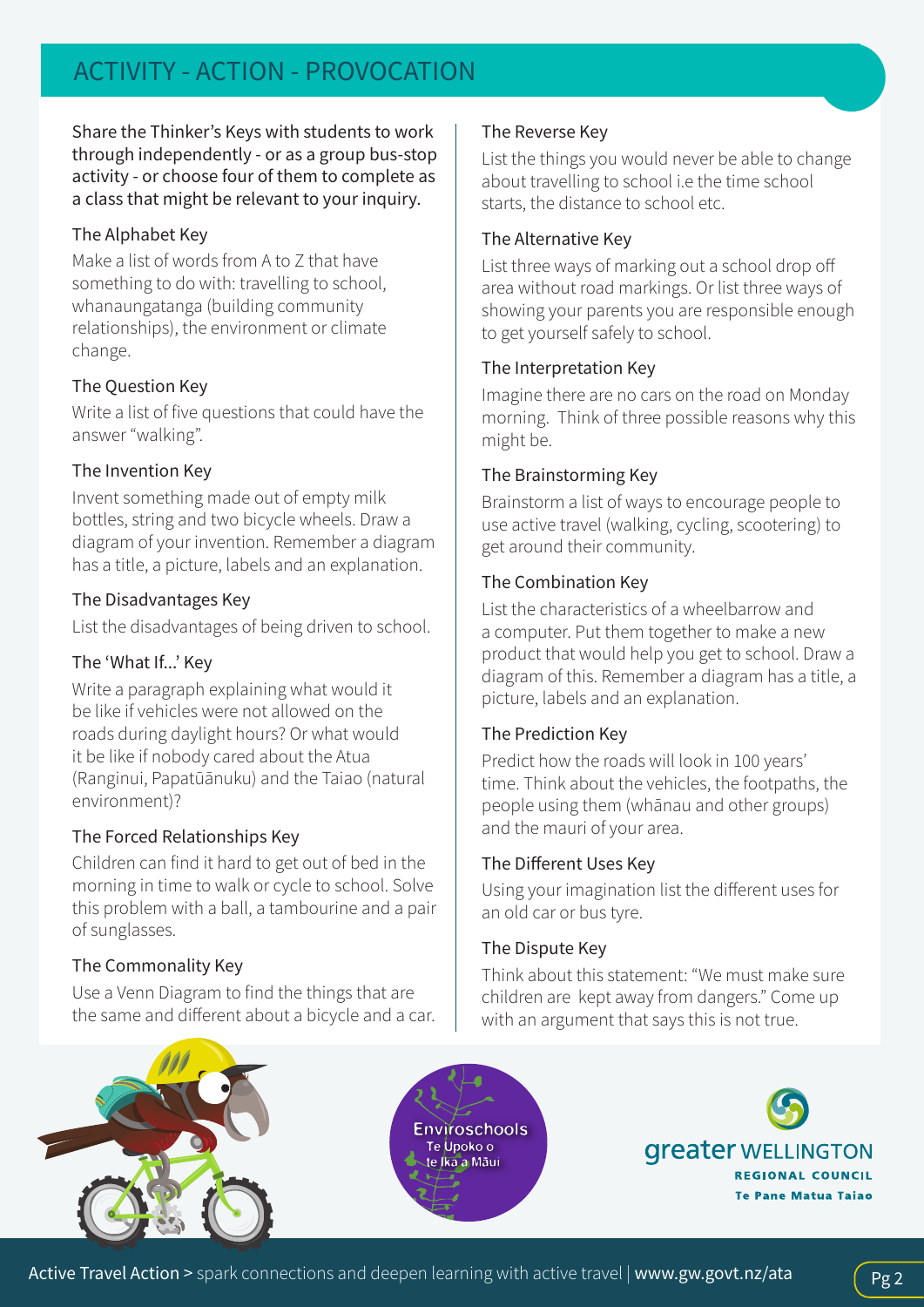# ACTIVITY - ACTION - PROVOCATION

Share the Thinker's Keys with students to work through independently - or as a group bus-stop activity - or choose four of them to complete as a class that might be relevant to your inquiry.

### The Alphabet Key

Make a list of words from A to Z that have something to do with: travelling to school, whanaungatanga (building community relationships), the environment or climate change.

### The Question Key

Write a list of five questions that could have the answer "walking".

### The Invention Key

Invent something made out of empty milk bottles, string and two bicycle wheels. Draw a diagram of your invention. Remember a diagram has a title, a picture, labels and an explanation.

### The Disadvantages Key

List the disadvantages of being driven to school.

### The 'What If...' Key

Write a paragraph explaining what would it be like if vehicles were not allowed on the roads during daylight hours? Or what would it be like if nobody cared about the Atua (Ranginui, Papatūānuku) and the Taiao (natural environment)?

### The Forced Relationships Key

Children can find it hard to get out of bed in the morning in time to walk or cycle to school. Solve this problem with a ball, a tambourine and a pair of sunglasses.

### The Commonality Key

Use a Venn Diagram to find the things that are the same and different about a bicycle and a car.

### The Reverse Key

List the things you would never be able to change about travelling to school i.e the time school starts, the distance to school etc.

### The Alternative Key

List three ways of marking out a school drop off area without road markings. Or list three ways of showing your parents you are responsible enough to get yourself safely to school.

### The Interpretation Key

Imagine there are no cars on the road on Monday morning. Think of three possible reasons why this might be.

### The Brainstorming Key

Brainstorm a list of ways to encourage people to use active travel (walking, cycling, scootering) to get around their community.

### The Combination Key

List the characteristics of a wheelbarrow and a computer. Put them together to make a new product that would help you get to school. Draw a diagram of this. Remember a diagram has a title, a picture, labels and an explanation.

### The Prediction Key

Predict how the roads will look in 100 years' time. Think about the vehicles, the footpaths, the people using them (whānau and other groups) and the mauri of your area.

### The Different Uses Key

Using your imagination list the different uses for an old car or bus tyre.

### The Dispute Key

Think about this statement: "We must make sure children are kept away from dangers." Come up with an argument that says this is not true.

Enviroschools Te Upoko o te Ika a Māui

greater WELLINGTON REGIONAL COUNCIL Te Pane Matua Taiao

Active Travel Action > spark connections and deepen learning with active travel | www.gw.govt.nz/ata